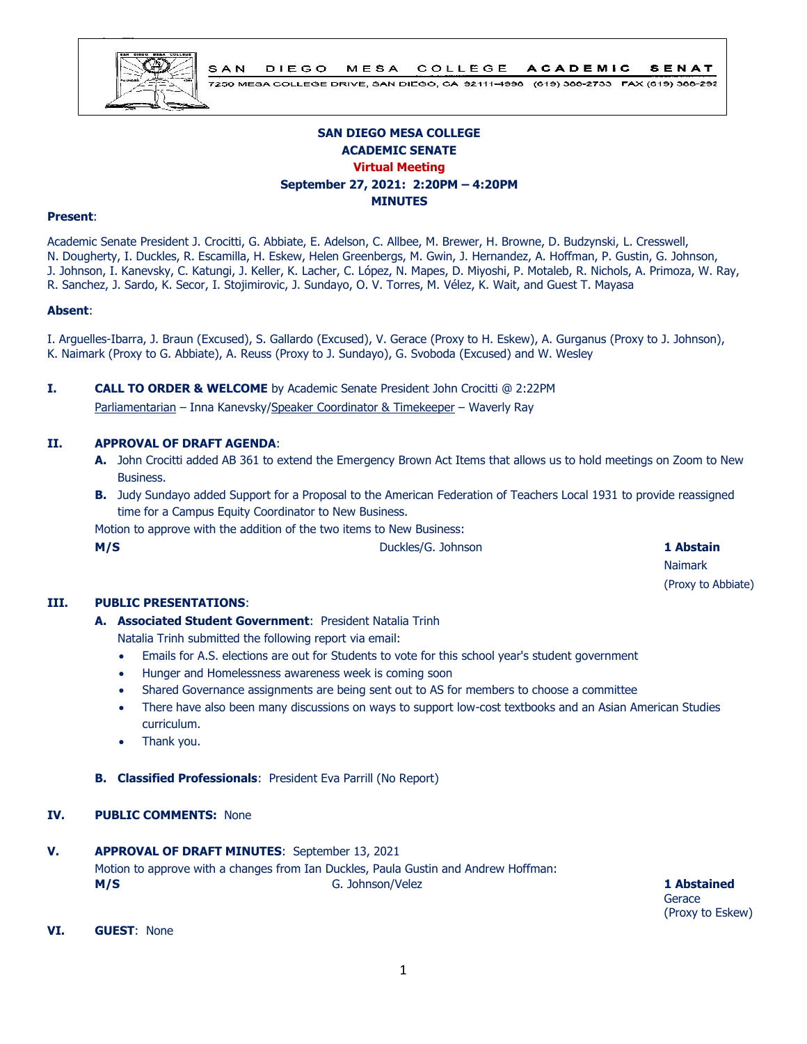SAN DIEGO MESA COLLEGE ACADEMIC SENAT
7250 MESA COLLEGE DRIVE, SAN DIEGO, CA 92111-4998 (619) 388-2733 FAX (619) 388-292

**SAN DIEGO MESA COLLEGE**
**ACADEMIC SENATE**
**Virtual Meeting**
**September 27, 2021: 2:20PM – 4:20PM**
**MINUTES**

**Present**:

Academic Senate President J. Crocitti, G. Abbiate, E. Adelson, C. Allbee, M. Brewer, H. Browne, D. Budzynski, L. Cresswell, N. Dougherty, I. Duckles, R. Escamilla, H. Eskew, Helen Greenbergs, M. Gwin, J. Hernandez, A. Hoffman, P. Gustin, G. Johnson, J. Johnson, I. Kanevsky, C. Katungi, J. Keller, K. Lacher, C. López, N. Mapes, D. Miyoshi, P. Motaleb, R. Nichols, A. Primoza, W. Ray, R. Sanchez, J. Sardo, K. Secor, I. Stojimirovic, J. Sundayo, O. V. Torres, M. Vélez, K. Wait, and Guest T. Mayasa

**Absent**:

I. Arguelles-Ibarra, J. Braun (Excused), S. Gallardo (Excused), V. Gerace (Proxy to H. Eskew), A. Gurganus (Proxy to J. Johnson), K. Naimark (Proxy to G. Abbiate), A. Reuss (Proxy to J. Sundayo), G. Svoboda (Excused) and W. Wesley

**I. CALL TO ORDER & WELCOME** by Academic Senate President John Crocitti @ 2:22PM

Parliamentarian – Inna Kanevsky/Speaker Coordinator & Timekeeper – Waverly Ray

**II. APPROVAL OF DRAFT AGENDA**:

**A.** John Crocitti added AB 361 to extend the Emergency Brown Act Items that allows us to hold meetings on Zoom to New Business.

**B.** Judy Sundayo added Support for a Proposal to the American Federation of Teachers Local 1931 to provide reassigned time for a Campus Equity Coordinator to New Business.

Motion to approve with the addition of the two items to New Business:

**M/S** Duckles/G. Johnson **1 Abstain** Naimark (Proxy to Abbiate)

**III. PUBLIC PRESENTATIONS**:

**A. Associated Student Government**: President Natalia Trinh

Natalia Trinh submitted the following report via email:

- Emails for A.S. elections are out for Students to vote for this school year's student government
- Hunger and Homelessness awareness week is coming soon
- Shared Governance assignments are being sent out to AS for members to choose a committee
- There have also been many discussions on ways to support low-cost textbooks and an Asian American Studies curriculum.
- Thank you.

**B. Classified Professionals**: President Eva Parrill (No Report)

**IV. PUBLIC COMMENTS:** None

**V. APPROVAL OF DRAFT MINUTES**: September 13, 2021

Motion to approve with a changes from Ian Duckles, Paula Gustin and Andrew Hoffman:

**M/S** G. Johnson/Velez **1 Abstained** Gerace (Proxy to Eskew)

**VI. GUEST**: None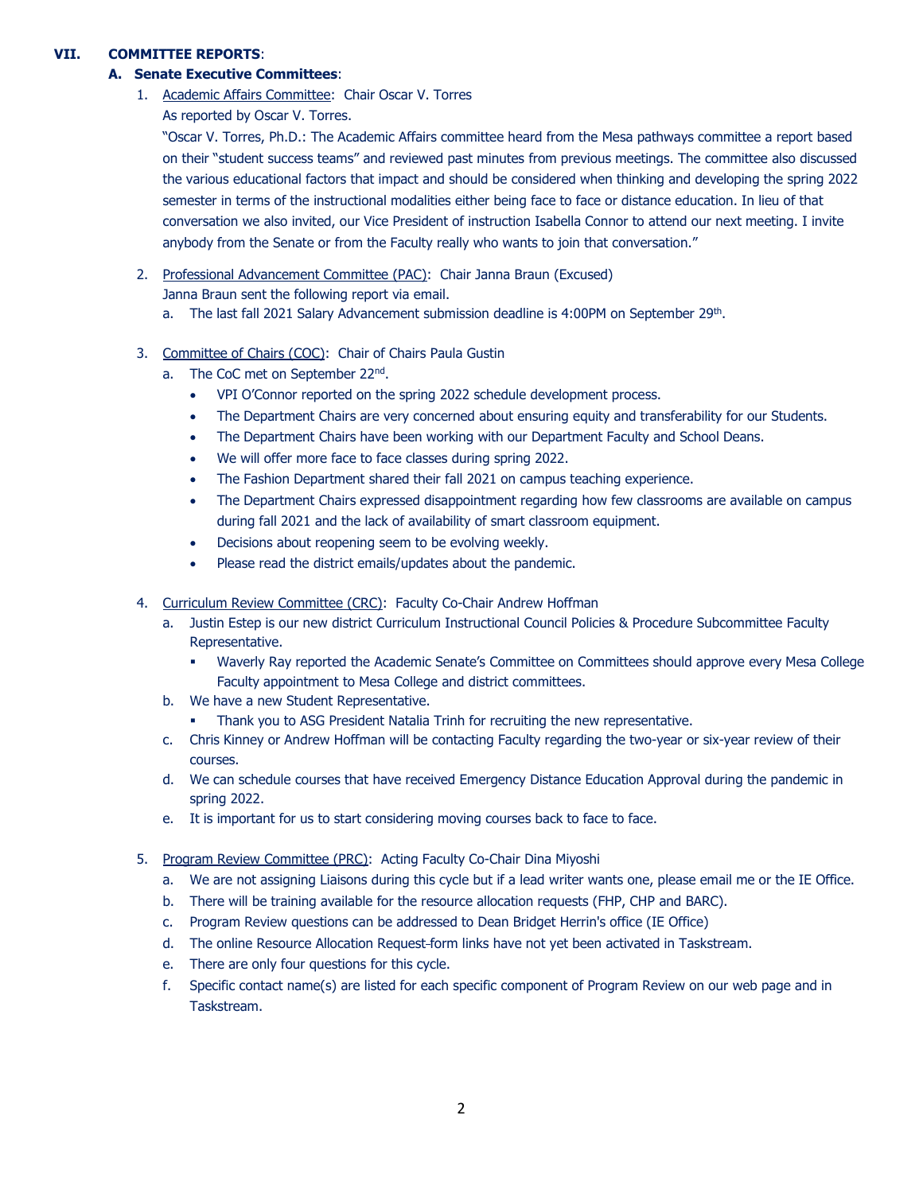## VII. COMMITTEE REPORTS:

### A. Senate Executive Committees:

1. Academic Affairs Committee: Chair Oscar V. Torres

   As reported by Oscar V. Torres.

   "Oscar V. Torres, Ph.D.: The Academic Affairs committee heard from the Mesa pathways committee a report based on their "student success teams" and reviewed past minutes from previous meetings. The committee also discussed the various educational factors that impact and should be considered when thinking and developing the spring 2022 semester in terms of the instructional modalities either being face to face or distance education. In lieu of that conversation we also invited, our Vice President of instruction Isabella Connor to attend our next meeting. I invite anybody from the Senate or from the Faculty really who wants to join that conversation."

2. Professional Advancement Committee (PAC): Chair Janna Braun (Excused)

   Janna Braun sent the following report via email.

   a. The last fall 2021 Salary Advancement submission deadline is 4:00PM on September 29th.

3. Committee of Chairs (COC): Chair of Chairs Paula Gustin

   a. The CoC met on September 22nd.
      - VPI O'Connor reported on the spring 2022 schedule development process.
      - The Department Chairs are very concerned about ensuring equity and transferability for our Students.
      - The Department Chairs have been working with our Department Faculty and School Deans.
      - We will offer more face to face classes during spring 2022.
      - The Fashion Department shared their fall 2021 on campus teaching experience.
      - The Department Chairs expressed disappointment regarding how few classrooms are available on campus during fall 2021 and the lack of availability of smart classroom equipment.
      - Decisions about reopening seem to be evolving weekly.
      - Please read the district emails/updates about the pandemic.

4. Curriculum Review Committee (CRC): Faculty Co-Chair Andrew Hoffman

   a. Justin Estep is our new district Curriculum Instructional Council Policies & Procedure Subcommittee Faculty Representative.
      - Waverly Ray reported the Academic Senate's Committee on Committees should approve every Mesa College Faculty appointment to Mesa College and district committees.

   b. We have a new Student Representative.
      - Thank you to ASG President Natalia Trinh for recruiting the new representative.

   c. Chris Kinney or Andrew Hoffman will be contacting Faculty regarding the two-year or six-year review of their courses.

   d. We can schedule courses that have received Emergency Distance Education Approval during the pandemic in spring 2022.

   e. It is important for us to start considering moving courses back to face to face.

5. Program Review Committee (PRC): Acting Faculty Co-Chair Dina Miyoshi

   a. We are not assigning Liaisons during this cycle but if a lead writer wants one, please email me or the IE Office.

   b. There will be training available for the resource allocation requests (FHP, CHP and BARC).

   c. Program Review questions can be addressed to Dean Bridget Herrin's office (IE Office)

   d. The online Resource Allocation Request-form links have not yet been activated in Taskstream.

   e. There are only four questions for this cycle.

   f. Specific contact name(s) are listed for each specific component of Program Review on our web page and in Taskstream.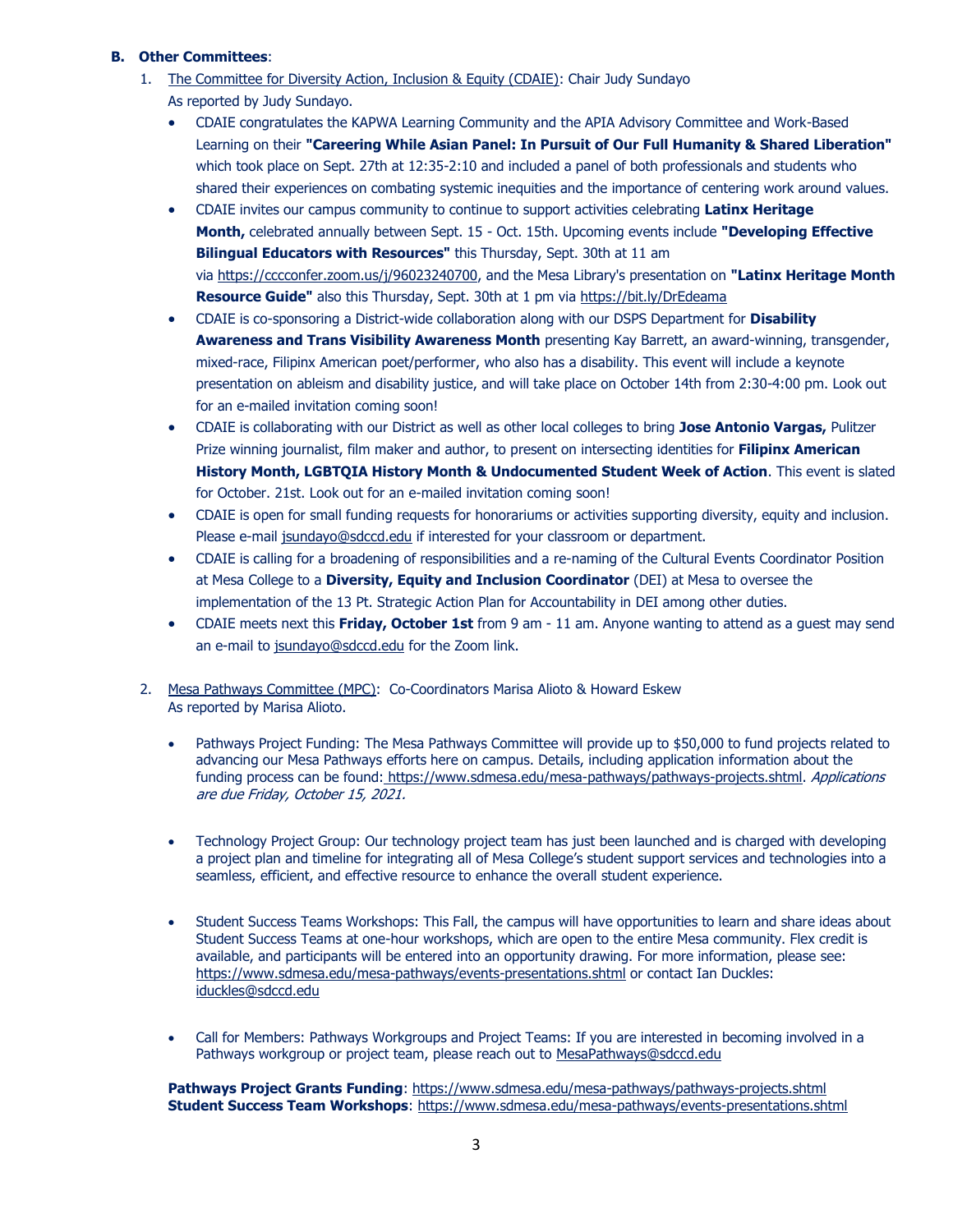**B. Other Committees**:

1. The Committee for Diversity Action, Inclusion & Equity (CDAIE): Chair Judy Sundayo
   As reported by Judy Sundayo.
   - CDAIE congratulates the KAPWA Learning Community and the APIA Advisory Committee and Work-Based Learning on their **"Careering While Asian Panel: In Pursuit of Our Full Humanity & Shared Liberation"** which took place on Sept. 27th at 12:35-2:10 and included a panel of both professionals and students who shared their experiences on combating systemic inequities and the importance of centering work around values.
   - CDAIE invites our campus community to continue to support activities celebrating **Latinx Heritage Month,** celebrated annually between Sept. 15 - Oct. 15th. Upcoming events include **"Developing Effective Bilingual Educators with Resources"** this Thursday, Sept. 30th at 11 am via https://cccconfer.zoom.us/j/96023240700, and the Mesa Library's presentation on **"Latinx Heritage Month Resource Guide"** also this Thursday, Sept. 30th at 1 pm via https://bit.ly/DrEdeama
   - CDAIE is co-sponsoring a District-wide collaboration along with our DSPS Department for **Disability Awareness and Trans Visibility Awareness Month** presenting Kay Barrett, an award-winning, transgender, mixed-race, Filipinx American poet/performer, who also has a disability. This event will include a keynote presentation on ableism and disability justice, and will take place on October 14th from 2:30-4:00 pm. Look out for an e-mailed invitation coming soon!
   - CDAIE is collaborating with our District as well as other local colleges to bring **Jose Antonio Vargas,** Pulitzer Prize winning journalist, film maker and author, to present on intersecting identities for **Filipinx American History Month, LGBTQIA History Month & Undocumented Student Week of Action**. This event is slated for October. 21st. Look out for an e-mailed invitation coming soon!
   - CDAIE is open for small funding requests for honorariums or activities supporting diversity, equity and inclusion. Please e-mail jsundayo@sdccd.edu if interested for your classroom or department.
   - CDAIE is calling for a broadening of responsibilities and a re-naming of the Cultural Events Coordinator Position at Mesa College to a **Diversity, Equity and Inclusion Coordinator** (DEI) at Mesa to oversee the implementation of the 13 Pt. Strategic Action Plan for Accountability in DEI among other duties.
   - CDAIE meets next this **Friday, October 1st** from 9 am - 11 am. Anyone wanting to attend as a guest may send an e-mail to jsundayo@sdccd.edu for the Zoom link.

2. Mesa Pathways Committee (MPC): Co-Coordinators Marisa Alioto & Howard Eskew
   As reported by Marisa Alioto.

   - Pathways Project Funding: The Mesa Pathways Committee will provide up to $50,000 to fund projects related to advancing our Mesa Pathways efforts here on campus. Details, including application information about the funding process can be found: https://www.sdmesa.edu/mesa-pathways/pathways-projects.shtml. *Applications are due Friday, October 15, 2021.*

   - Technology Project Group: Our technology project team has just been launched and is charged with developing a project plan and timeline for integrating all of Mesa College's student support services and technologies into a seamless, efficient, and effective resource to enhance the overall student experience.

   - Student Success Teams Workshops: This Fall, the campus will have opportunities to learn and share ideas about Student Success Teams at one-hour workshops, which are open to the entire Mesa community. Flex credit is available, and participants will be entered into an opportunity drawing. For more information, please see: https://www.sdmesa.edu/mesa-pathways/events-presentations.shtml or contact Ian Duckles: iduckles@sdccd.edu

   - Call for Members: Pathways Workgroups and Project Teams: If you are interested in becoming involved in a Pathways workgroup or project team, please reach out to MesaPathways@sdccd.edu

   **Pathways Project Grants Funding**: https://www.sdmesa.edu/mesa-pathways/pathways-projects.shtml
   **Student Success Team Workshops**: https://www.sdmesa.edu/mesa-pathways/events-presentations.shtml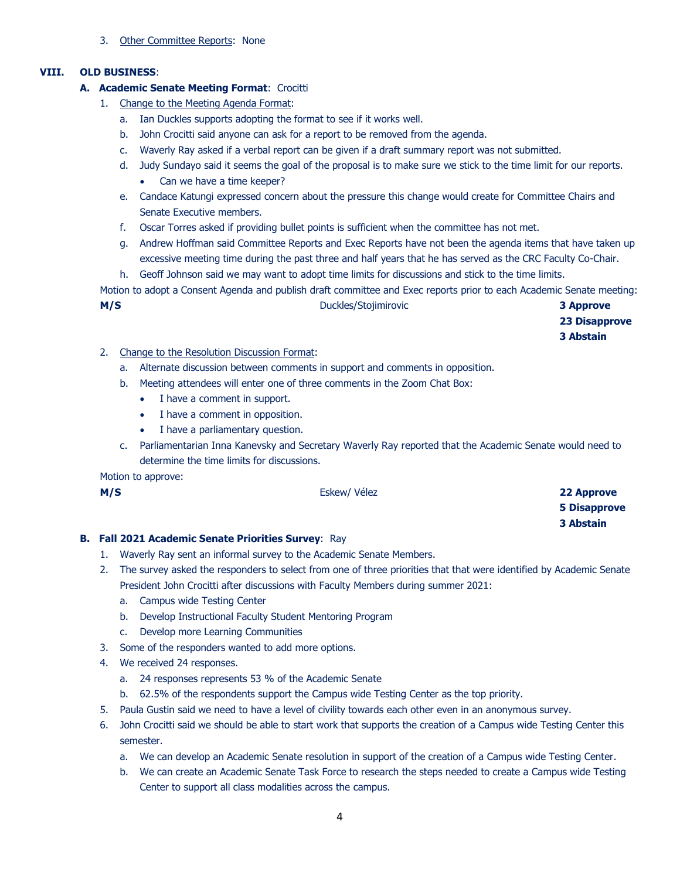3. <u>Other Committee Reports</u>: None

## VIII. OLD BUSINESS:

### A. Academic Senate Meeting Format: Crocitti

1. <u>Change to the Meeting Agenda Format</u>:
   a. Ian Duckles supports adopting the format to see if it works well.
   b. John Crocitti said anyone can ask for a report to be removed from the agenda.
   c. Waverly Ray asked if a verbal report can be given if a draft summary report was not submitted.
   d. Judy Sundayo said it seems the goal of the proposal is to make sure we stick to the time limit for our reports.
      - Can we have a time keeper?
   e. Candace Katungi expressed concern about the pressure this change would create for Committee Chairs and Senate Executive members.
   f. Oscar Torres asked if providing bullet points is sufficient when the committee has not met.
   g. Andrew Hoffman said Committee Reports and Exec Reports have not been the agenda items that have taken up excessive meeting time during the past three and half years that he has served as the CRC Faculty Co-Chair.
   h. Geoff Johnson said we may want to adopt time limits for discussions and stick to the time limits.

Motion to adopt a Consent Agenda and publish draft committee and Exec reports prior to each Academic Senate meeting:

**M/S** Duckles/Stojimirovic **3 Approve**
**23 Disapprove**
**3 Abstain**

2. <u>Change to the Resolution Discussion Format</u>:
   a. Alternate discussion between comments in support and comments in opposition.
   b. Meeting attendees will enter one of three comments in the Zoom Chat Box:
      - I have a comment in support.
      - I have a comment in opposition.
      - I have a parliamentary question.
   c. Parliamentarian Inna Kanevsky and Secretary Waverly Ray reported that the Academic Senate would need to determine the time limits for discussions.

Motion to approve:

**M/S** Eskew/ Vélez **22 Approve**
**5 Disapprove**
**3 Abstain**

### B. Fall 2021 Academic Senate Priorities Survey: Ray

1. Waverly Ray sent an informal survey to the Academic Senate Members.
2. The survey asked the responders to select from one of three priorities that that were identified by Academic Senate President John Crocitti after discussions with Faculty Members during summer 2021:
   a. Campus wide Testing Center
   b. Develop Instructional Faculty Student Mentoring Program
   c. Develop more Learning Communities
3. Some of the responders wanted to add more options.
4. We received 24 responses.
   a. 24 responses represents 53 % of the Academic Senate
   b. 62.5% of the respondents support the Campus wide Testing Center as the top priority.
5. Paula Gustin said we need to have a level of civility towards each other even in an anonymous survey.
6. John Crocitti said we should be able to start work that supports the creation of a Campus wide Testing Center this semester.
   a. We can develop an Academic Senate resolution in support of the creation of a Campus wide Testing Center.
   b. We can create an Academic Senate Task Force to research the steps needed to create a Campus wide Testing Center to support all class modalities across the campus.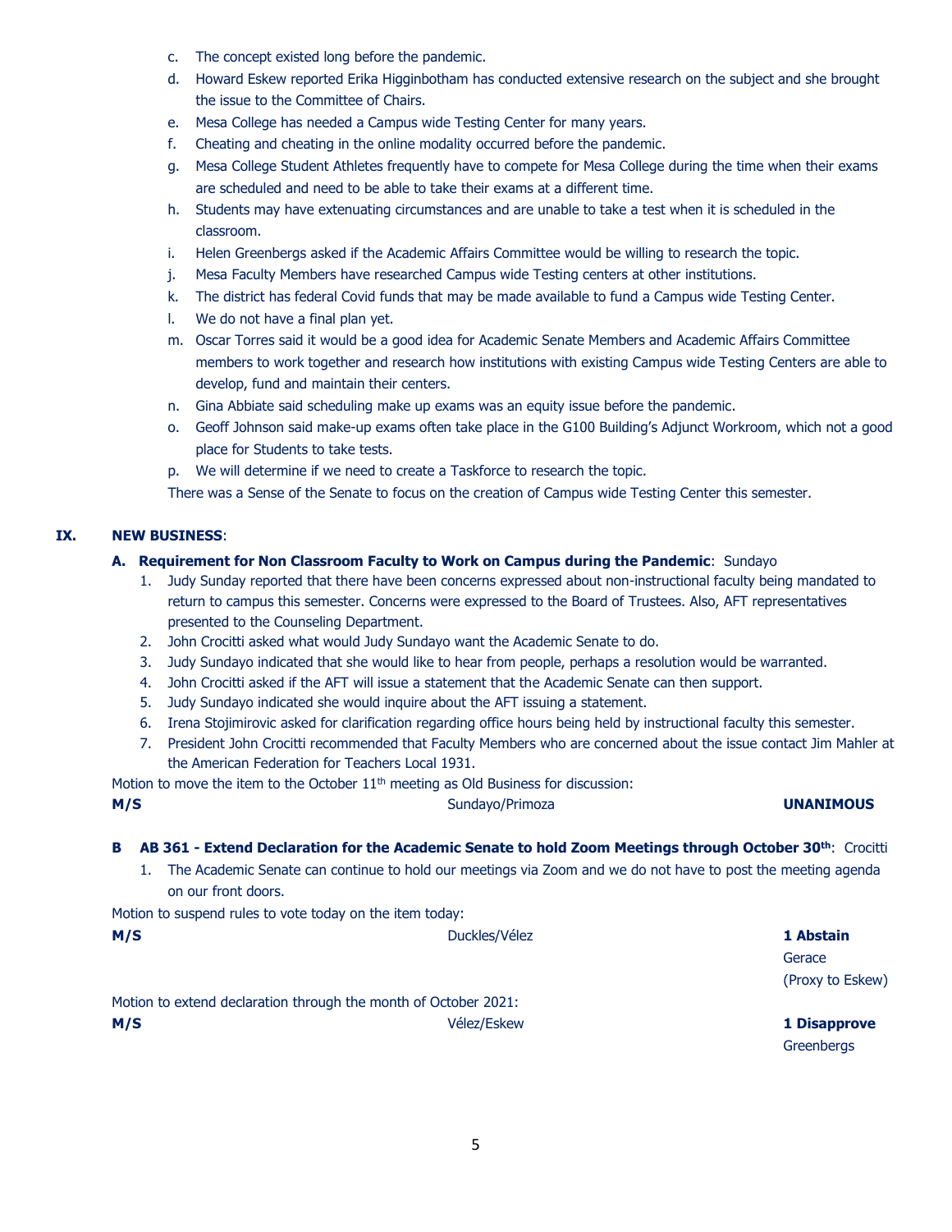c. The concept existed long before the pandemic.
d. Howard Eskew reported Erika Higginbotham has conducted extensive research on the subject and she brought the issue to the Committee of Chairs.
e. Mesa College has needed a Campus wide Testing Center for many years.
f. Cheating and cheating in the online modality occurred before the pandemic.
g. Mesa College Student Athletes frequently have to compete for Mesa College during the time when their exams are scheduled and need to be able to take their exams at a different time.
h. Students may have extenuating circumstances and are unable to take a test when it is scheduled in the classroom.
i. Helen Greenbergs asked if the Academic Affairs Committee would be willing to research the topic.
j. Mesa Faculty Members have researched Campus wide Testing centers at other institutions.
k. The district has federal Covid funds that may be made available to fund a Campus wide Testing Center.
l. We do not have a final plan yet.
m. Oscar Torres said it would be a good idea for Academic Senate Members and Academic Affairs Committee members to work together and research how institutions with existing Campus wide Testing Centers are able to develop, fund and maintain their centers.
n. Gina Abbiate said scheduling make up exams was an equity issue before the pandemic.
o. Geoff Johnson said make-up exams often take place in the G100 Building's Adjunct Workroom, which not a good place for Students to take tests.
p. We will determine if we need to create a Taskforce to research the topic.

There was a Sense of the Senate to focus on the creation of Campus wide Testing Center this semester.

## IX. NEW BUSINESS:

### A. Requirement for Non Classroom Faculty to Work on Campus during the Pandemic: Sundayo

1. Judy Sunday reported that there have been concerns expressed about non-instructional faculty being mandated to return to campus this semester. Concerns were expressed to the Board of Trustees. Also, AFT representatives presented to the Counseling Department.
2. John Crocitti asked what would Judy Sundayo want the Academic Senate to do.
3. Judy Sundayo indicated that she would like to hear from people, perhaps a resolution would be warranted.
4. John Crocitti asked if the AFT will issue a statement that the Academic Senate can then support.
5. Judy Sundayo indicated she would inquire about the AFT issuing a statement.
6. Irena Stojimirovic asked for clarification regarding office hours being held by instructional faculty this semester.
7. President John Crocitti recommended that Faculty Members who are concerned about the issue contact Jim Mahler at the American Federation for Teachers Local 1931.

Motion to move the item to the October 11th meeting as Old Business for discussion:

| **M/S** | Sundayo/Primoza | **UNANIMOUS** |
|---|---|---|

### B AB 361 - Extend Declaration for the Academic Senate to hold Zoom Meetings through October 30th: Crocitti

1. The Academic Senate can continue to hold our meetings via Zoom and we do not have to post the meeting agenda on our front doors.

Motion to suspend rules to vote today on the item today:

| **M/S** | Duckles/Vélez | **1 Abstain** Gerace (Proxy to Eskew) |
|---|---|---|

Motion to extend declaration through the month of October 2021:

| **M/S** | Vélez/Eskew | **1 Disapprove** Greenbergs |
|---|---|---|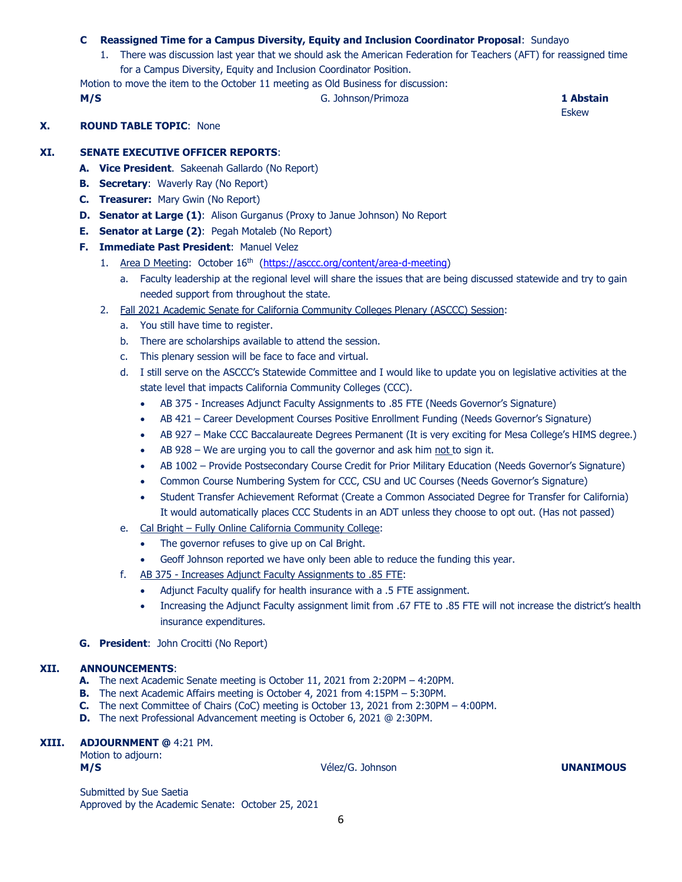**C Reassigned Time for a Campus Diversity, Equity and Inclusion Coordinator Proposal**: Sundayo

1. There was discussion last year that we should ask the American Federation for Teachers (AFT) for reassigned time for a Campus Diversity, Equity and Inclusion Coordinator Position.

Motion to move the item to the October 11 meeting as Old Business for discussion:

**M/S** G. Johnson/Primoza **1 Abstain**
Eskew

## X. ROUND TABLE TOPIC: None

## XI. SENATE EXECUTIVE OFFICER REPORTS:

**A. Vice President**. Sakeenah Gallardo (No Report)

**B. Secretary**: Waverly Ray (No Report)

**C. Treasurer:** Mary Gwin (No Report)

**D. Senator at Large (1)**: Alison Gurganus (Proxy to Janue Johnson) No Report

**E. Senator at Large (2)**: Pegah Motaleb (No Report)

**F. Immediate Past President**: Manuel Velez

1. Area D Meeting: October 16th (https://asccc.org/content/area-d-meeting)
   a. Faculty leadership at the regional level will share the issues that are being discussed statewide and try to gain needed support from throughout the state.
2. Fall 2021 Academic Senate for California Community Colleges Plenary (ASCCC) Session:
   a. You still have time to register.
   b. There are scholarships available to attend the session.
   c. This plenary session will be face to face and virtual.
   d. I still serve on the ASCCC's Statewide Committee and I would like to update you on legislative activities at the state level that impacts California Community Colleges (CCC).
      - AB 375 - Increases Adjunct Faculty Assignments to .85 FTE (Needs Governor's Signature)
      - AB 421 – Career Development Courses Positive Enrollment Funding (Needs Governor's Signature)
      - AB 927 – Make CCC Baccalaureate Degrees Permanent (It is very exciting for Mesa College's HIMS degree.)
      - AB 928 – We are urging you to call the governor and ask him not to sign it.
      - AB 1002 – Provide Postsecondary Course Credit for Prior Military Education (Needs Governor's Signature)
      - Common Course Numbering System for CCC, CSU and UC Courses (Needs Governor's Signature)
      - Student Transfer Achievement Reformat (Create a Common Associated Degree for Transfer for California) It would automatically places CCC Students in an ADT unless they choose to opt out. (Has not passed)
   e. Cal Bright – Fully Online California Community College:
      - The governor refuses to give up on Cal Bright.
      - Geoff Johnson reported we have only been able to reduce the funding this year.
   f. AB 375 - Increases Adjunct Faculty Assignments to .85 FTE:
      - Adjunct Faculty qualify for health insurance with a .5 FTE assignment.
      - Increasing the Adjunct Faculty assignment limit from .67 FTE to .85 FTE will not increase the district's health insurance expenditures.

**G. President**: John Crocitti (No Report)

## XII. ANNOUNCEMENTS:

**A.** The next Academic Senate meeting is October 11, 2021 from 2:20PM – 4:20PM.
**B.** The next Academic Affairs meeting is October 4, 2021 from 4:15PM – 5:30PM.
**C.** The next Committee of Chairs (CoC) meeting is October 13, 2021 from 2:30PM – 4:00PM.
**D.** The next Professional Advancement meeting is October 6, 2021 @ 2:30PM.

## XIII. ADJOURNMENT @ 4:21 PM.

Motion to adjourn:

**M/S** Vélez/G. Johnson **UNANIMOUS**

Submitted by Sue Saetia
Approved by the Academic Senate: October 25, 2021